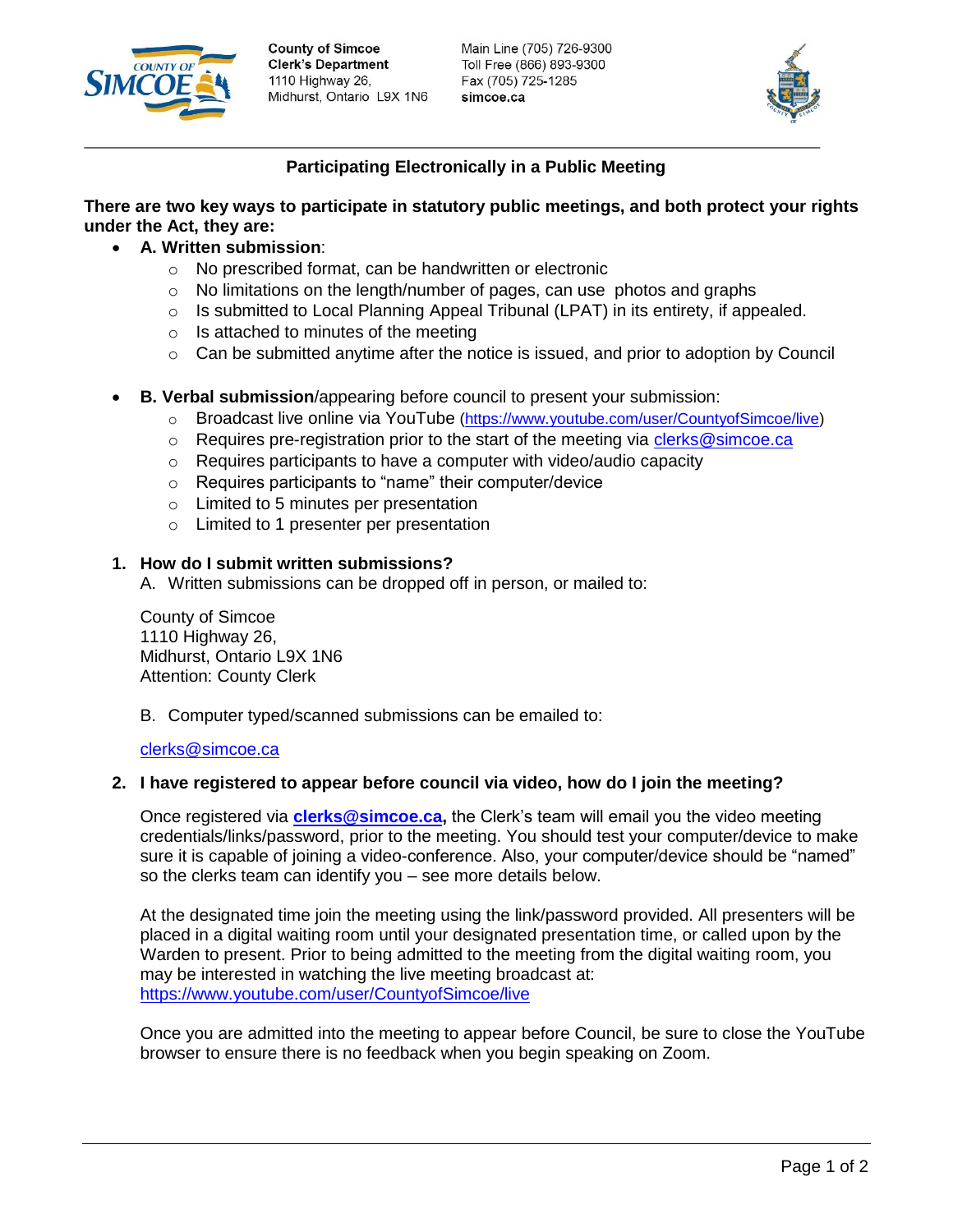County of Simcoe
Clerk's Department
1110 Highway 26,
Midhurst, Ontario L9X 1N6

Main Line (705) 726-9300
Toll Free (866) 893-9300
Fax (705) 725-1285
simcoe.ca

## Participating Electronically in a Public Meeting

**There are two key ways to participate in statutory public meetings, and both protect your rights under the Act, they are:**

- **A. Written submission**:
  - No prescribed format, can be handwritten or electronic
  - No limitations on the length/number of pages, can use photos and graphs
  - Is submitted to Local Planning Appeal Tribunal (LPAT) in its entirety, if appealed.
  - Is attached to minutes of the meeting
  - Can be submitted anytime after the notice is issued, and prior to adoption by Council

- **B. Verbal submission**/appearing before council to present your submission:
  - Broadcast live online via YouTube (https://www.youtube.com/user/CountyofSimcoe/live)
  - Requires pre-registration prior to the start of the meeting via clerks@simcoe.ca
  - Requires participants to have a computer with video/audio capacity
  - Requires participants to "name" their computer/device
  - Limited to 5 minutes per presentation
  - Limited to 1 presenter per presentation

1. **How do I submit written submissions?**

   A. Written submissions can be dropped off in person, or mailed to:

   County of Simcoe
   1110 Highway 26,
   Midhurst, Ontario L9X 1N6
   Attention: County Clerk

   B. Computer typed/scanned submissions can be emailed to:

   clerks@simcoe.ca

2. **I have registered to appear before council via video, how do I join the meeting?**

   Once registered via **clerks@simcoe.ca,** the Clerk's team will email you the video meeting credentials/links/password, prior to the meeting. You should test your computer/device to make sure it is capable of joining a video-conference. Also, your computer/device should be "named" so the clerks team can identify you – see more details below.

   At the designated time join the meeting using the link/password provided. All presenters will be placed in a digital waiting room until your designated presentation time, or called upon by the Warden to present. Prior to being admitted to the meeting from the digital waiting room, you may be interested in watching the live meeting broadcast at: https://www.youtube.com/user/CountyofSimcoe/live

   Once you are admitted into the meeting to appear before Council, be sure to close the YouTube browser to ensure there is no feedback when you begin speaking on Zoom.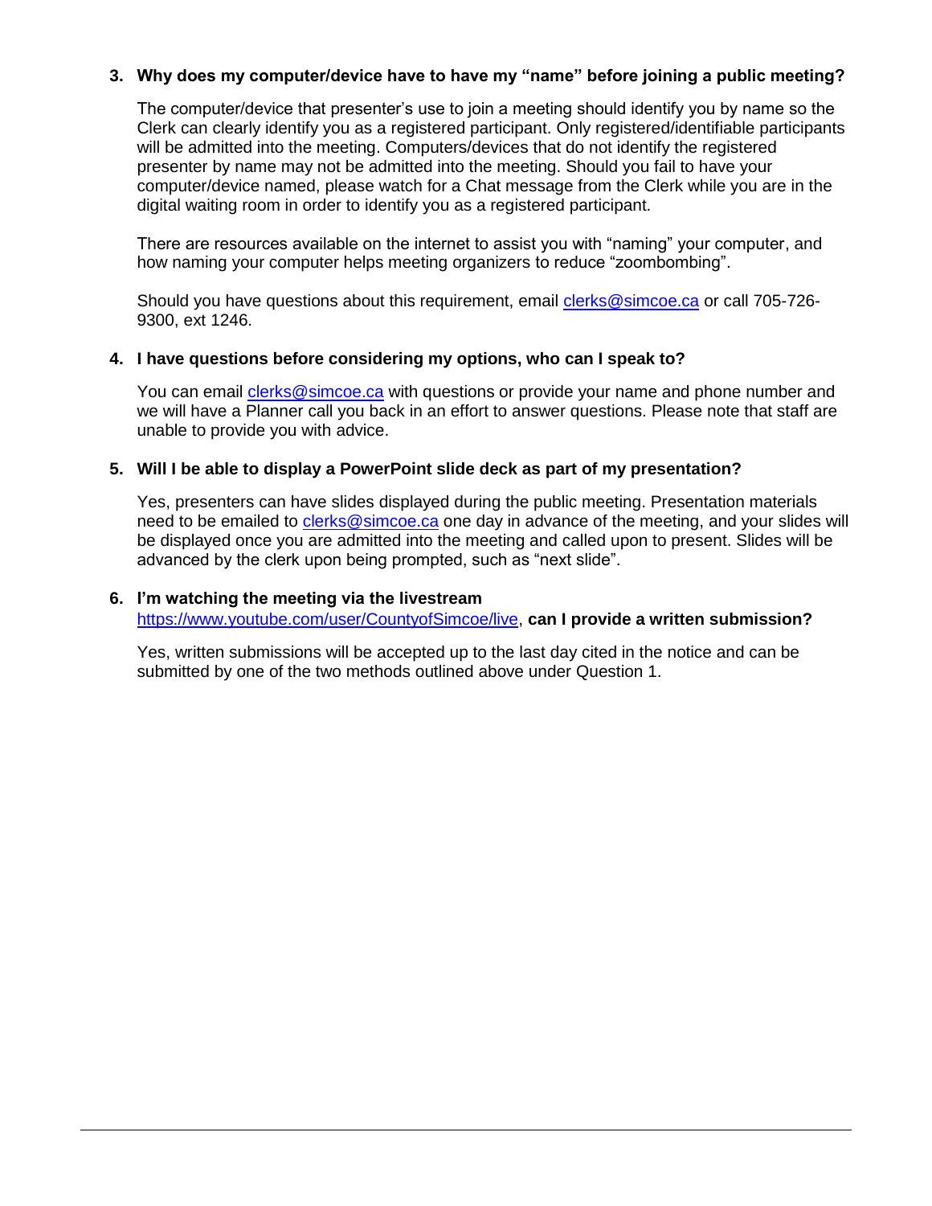**3. Why does my computer/device have to have my "name" before joining a public meeting?**

The computer/device that presenter's use to join a meeting should identify you by name so the Clerk can clearly identify you as a registered participant. Only registered/identifiable participants will be admitted into the meeting. Computers/devices that do not identify the registered presenter by name may not be admitted into the meeting. Should you fail to have your computer/device named, please watch for a Chat message from the Clerk while you are in the digital waiting room in order to identify you as a registered participant.

There are resources available on the internet to assist you with "naming" your computer, and how naming your computer helps meeting organizers to reduce "zoombombing".

Should you have questions about this requirement, email clerks@simcoe.ca or call 705-726-9300, ext 1246.

**4. I have questions before considering my options, who can I speak to?**

You can email clerks@simcoe.ca with questions or provide your name and phone number and we will have a Planner call you back in an effort to answer questions. Please note that staff are unable to provide you with advice.

**5. Will I be able to display a PowerPoint slide deck as part of my presentation?**

Yes, presenters can have slides displayed during the public meeting. Presentation materials need to be emailed to clerks@simcoe.ca one day in advance of the meeting, and your slides will be displayed once you are admitted into the meeting and called upon to present. Slides will be advanced by the clerk upon being prompted, such as "next slide".

**6. I'm watching the meeting via the livestream** https://www.youtube.com/user/CountyofSimcoe/live, **can I provide a written submission?**

Yes, written submissions will be accepted up to the last day cited in the notice and can be submitted by one of the two methods outlined above under Question 1.